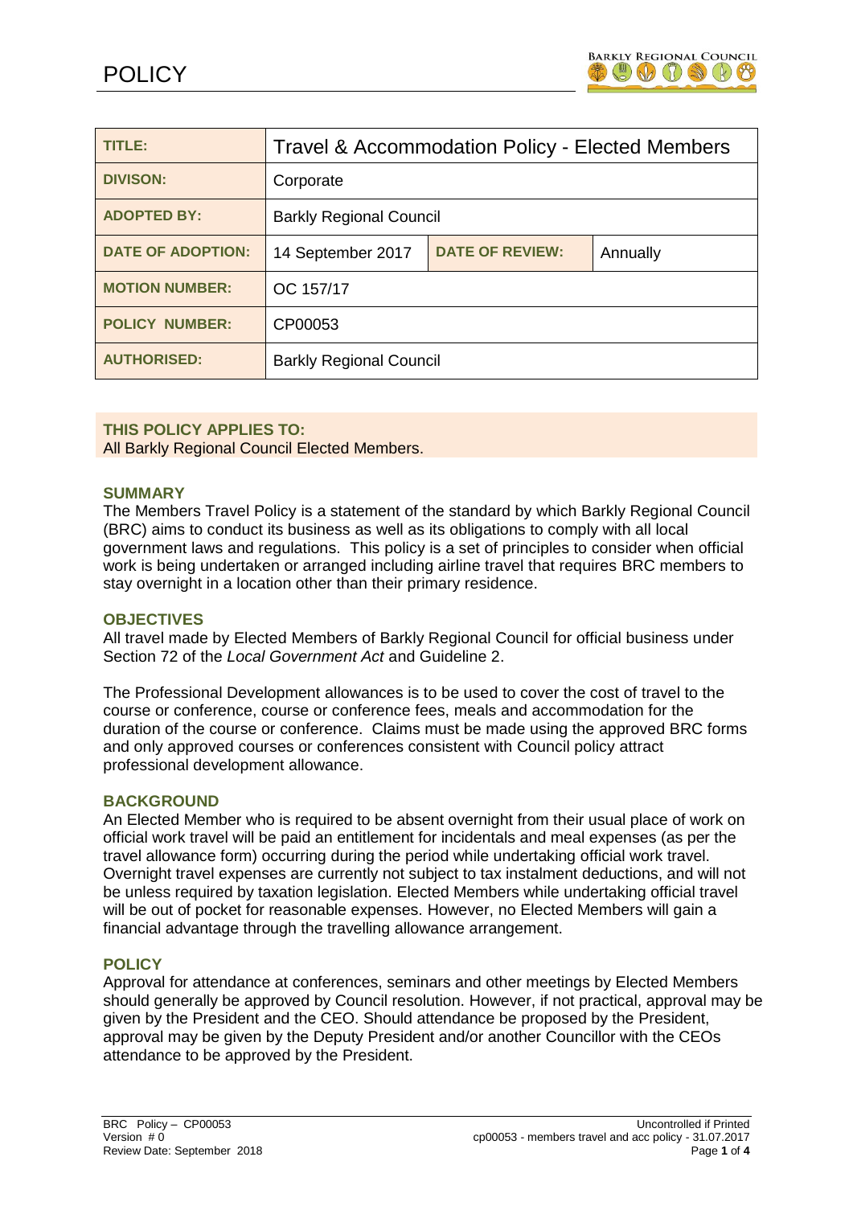# POLICY

| TITLE: | Travel & Accommodation Policy - Elected Members | | |
| --- | --- | --- | --- |
| DIVISON: | Corporate | | |
| ADOPTED BY: | Barkly Regional Council | | |
| DATE OF ADOPTION: | 14 September 2017 | DATE OF REVIEW: | Annually |
| MOTION NUMBER: | OC 157/17 | | |
| POLICY NUMBER: | CP00053 | | |
| AUTHORISED: | Barkly Regional Council | | |

**THIS POLICY APPLIES TO:**
All Barkly Regional Council Elected Members.

## SUMMARY

The Members Travel Policy is a statement of the standard by which Barkly Regional Council (BRC) aims to conduct its business as well as its obligations to comply with all local government laws and regulations. This policy is a set of principles to consider when official work is being undertaken or arranged including airline travel that requires BRC members to stay overnight in a location other than their primary residence.

## OBJECTIVES

All travel made by Elected Members of Barkly Regional Council for official business under Section 72 of the *Local Government Act* and Guideline 2.

The Professional Development allowances is to be used to cover the cost of travel to the course or conference, course or conference fees, meals and accommodation for the duration of the course or conference. Claims must be made using the approved BRC forms and only approved courses or conferences consistent with Council policy attract professional development allowance.

## BACKGROUND

An Elected Member who is required to be absent overnight from their usual place of work on official work travel will be paid an entitlement for incidentals and meal expenses (as per the travel allowance form) occurring during the period while undertaking official work travel. Overnight travel expenses are currently not subject to tax instalment deductions, and will not be unless required by taxation legislation. Elected Members while undertaking official travel will be out of pocket for reasonable expenses. However, no Elected Members will gain a financial advantage through the travelling allowance arrangement.

## POLICY

Approval for attendance at conferences, seminars and other meetings by Elected Members should generally be approved by Council resolution. However, if not practical, approval may be given by the President and the CEO. Should attendance be proposed by the President, approval may be given by the Deputy President and/or another Councillor with the CEOs attendance to be approved by the President.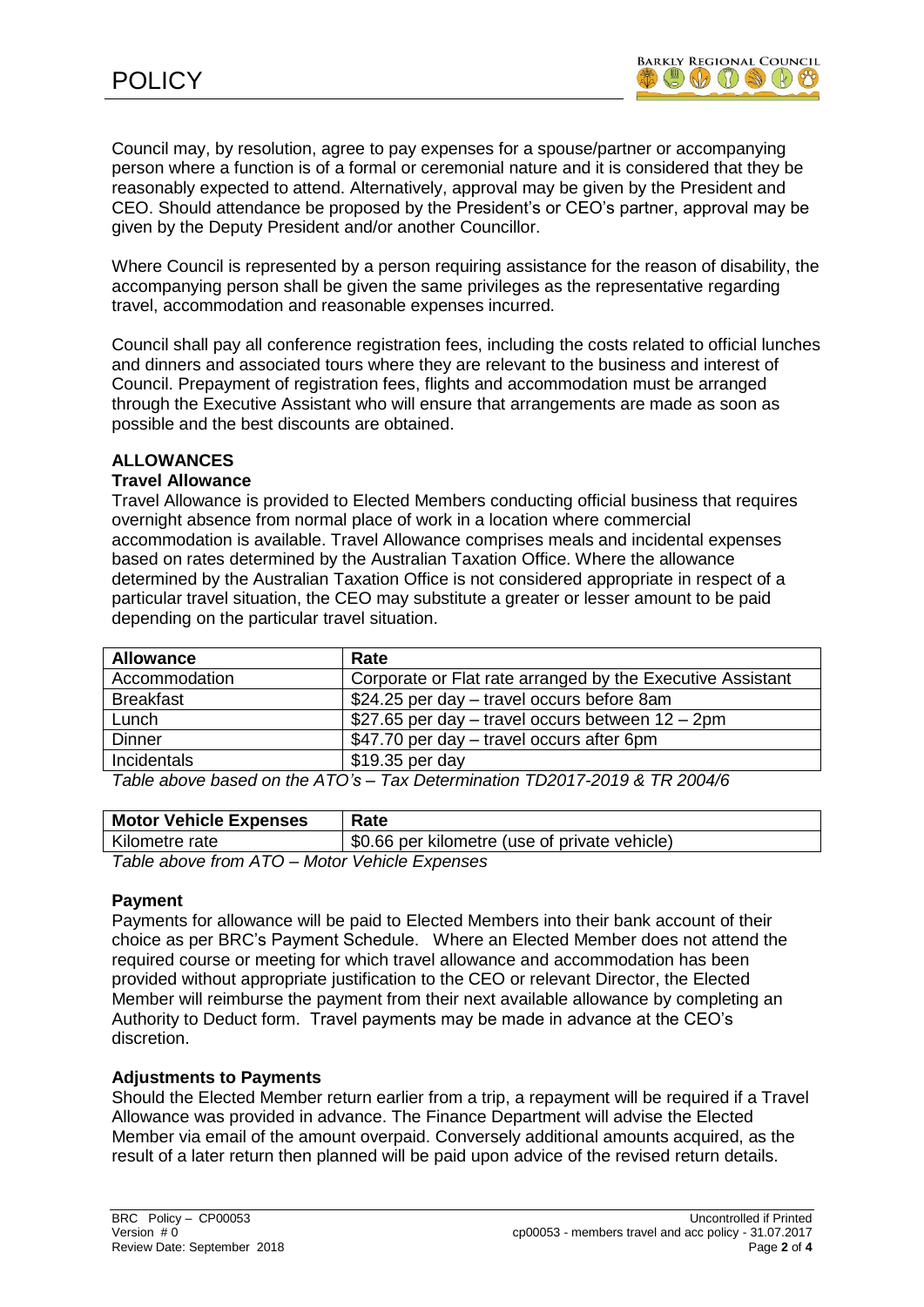Council may, by resolution, agree to pay expenses for a spouse/partner or accompanying person where a function is of a formal or ceremonial nature and it is considered that they be reasonably expected to attend. Alternatively, approval may be given by the President and CEO. Should attendance be proposed by the President's or CEO's partner, approval may be given by the Deputy President and/or another Councillor.

Where Council is represented by a person requiring assistance for the reason of disability, the accompanying person shall be given the same privileges as the representative regarding travel, accommodation and reasonable expenses incurred.

Council shall pay all conference registration fees, including the costs related to official lunches and dinners and associated tours where they are relevant to the business and interest of Council. Prepayment of registration fees, flights and accommodation must be arranged through the Executive Assistant who will ensure that arrangements are made as soon as possible and the best discounts are obtained.

## ALLOWANCES

### Travel Allowance

Travel Allowance is provided to Elected Members conducting official business that requires overnight absence from normal place of work in a location where commercial accommodation is available. Travel Allowance comprises meals and incidental expenses based on rates determined by the Australian Taxation Office. Where the allowance determined by the Australian Taxation Office is not considered appropriate in respect of a particular travel situation, the CEO may substitute a greater or lesser amount to be paid depending on the particular travel situation.

| Allowance | Rate |
|---|---|
| Accommodation | Corporate or Flat rate arranged by the Executive Assistant |
| Breakfast | $24.25 per day – travel occurs before 8am |
| Lunch | $27.65 per day – travel occurs between 12 – 2pm |
| Dinner | $47.70 per day – travel occurs after 6pm |
| Incidentals | $19.35 per day |

*Table above based on the ATO's – Tax Determination TD2017-2019 & TR 2004/6*

| Motor Vehicle Expenses | Rate |
|---|---|
| Kilometre rate | $0.66 per kilometre (use of private vehicle) |

*Table above from ATO – Motor Vehicle Expenses*

### Payment

Payments for allowance will be paid to Elected Members into their bank account of their choice as per BRC's Payment Schedule. Where an Elected Member does not attend the required course or meeting for which travel allowance and accommodation has been provided without appropriate justification to the CEO or relevant Director, the Elected Member will reimburse the payment from their next available allowance by completing an Authority to Deduct form. Travel payments may be made in advance at the CEO's discretion.

### Adjustments to Payments

Should the Elected Member return earlier from a trip, a repayment will be required if a Travel Allowance was provided in advance. The Finance Department will advise the Elected Member via email of the amount overpaid. Conversely additional amounts acquired, as the result of a later return then planned will be paid upon advice of the revised return details.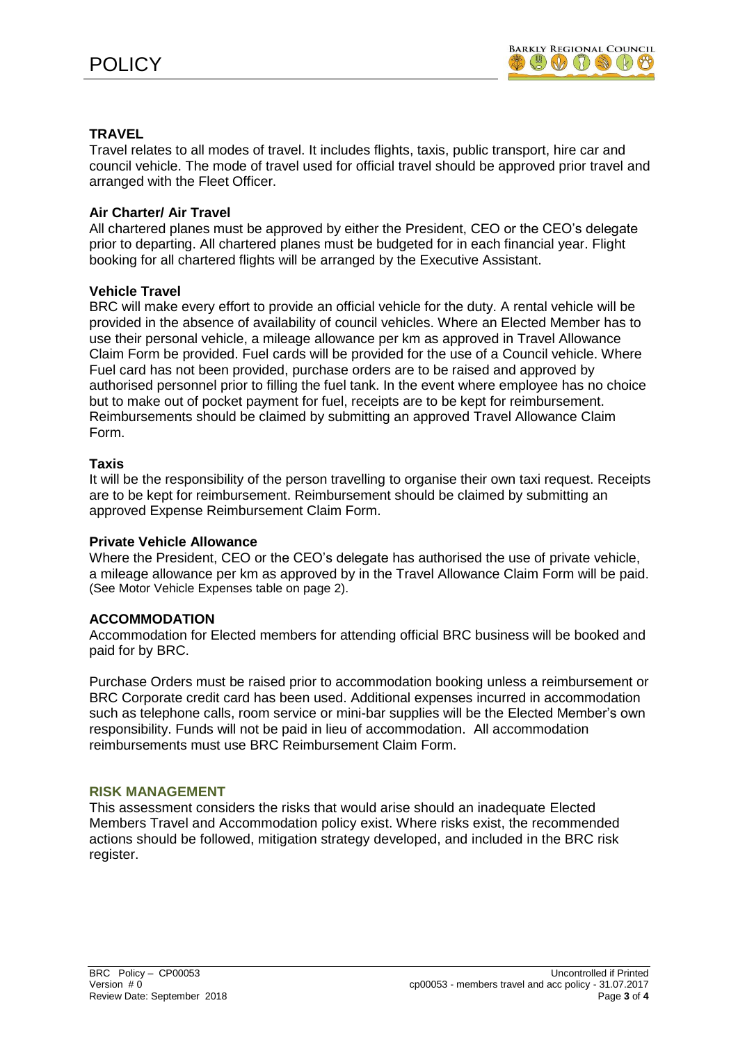## TRAVEL

Travel relates to all modes of travel. It includes flights, taxis, public transport, hire car and council vehicle. The mode of travel used for official travel should be approved prior travel and arranged with the Fleet Officer.

### Air Charter/ Air Travel

All chartered planes must be approved by either the President, CEO or the CEO's delegate prior to departing. All chartered planes must be budgeted for in each financial year. Flight booking for all chartered flights will be arranged by the Executive Assistant.

### Vehicle Travel

BRC will make every effort to provide an official vehicle for the duty. A rental vehicle will be provided in the absence of availability of council vehicles. Where an Elected Member has to use their personal vehicle, a mileage allowance per km as approved in Travel Allowance Claim Form be provided. Fuel cards will be provided for the use of a Council vehicle. Where Fuel card has not been provided, purchase orders are to be raised and approved by authorised personnel prior to filling the fuel tank. In the event where employee has no choice but to make out of pocket payment for fuel, receipts are to be kept for reimbursement. Reimbursements should be claimed by submitting an approved Travel Allowance Claim Form.

### Taxis

It will be the responsibility of the person travelling to organise their own taxi request. Receipts are to be kept for reimbursement. Reimbursement should be claimed by submitting an approved Expense Reimbursement Claim Form.

### Private Vehicle Allowance

Where the President, CEO or the CEO's delegate has authorised the use of private vehicle, a mileage allowance per km as approved by in the Travel Allowance Claim Form will be paid. (See Motor Vehicle Expenses table on page 2).

## ACCOMMODATION

Accommodation for Elected members for attending official BRC business will be booked and paid for by BRC.

Purchase Orders must be raised prior to accommodation booking unless a reimbursement or BRC Corporate credit card has been used. Additional expenses incurred in accommodation such as telephone calls, room service or mini-bar supplies will be the Elected Member's own responsibility. Funds will not be paid in lieu of accommodation. All accommodation reimbursements must use BRC Reimbursement Claim Form.

## RISK MANAGEMENT

This assessment considers the risks that would arise should an inadequate Elected Members Travel and Accommodation policy exist. Where risks exist, the recommended actions should be followed, mitigation strategy developed, and included in the BRC risk register.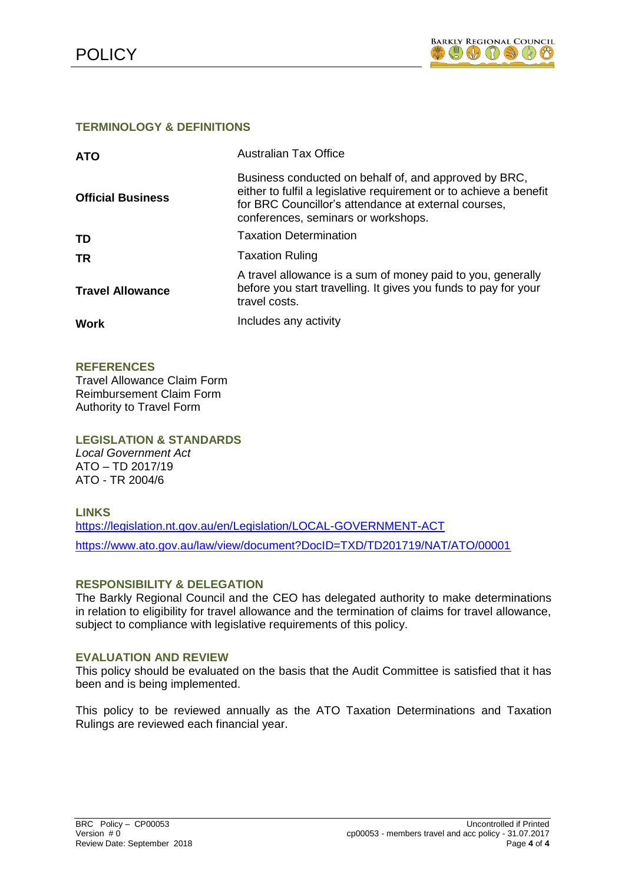## TERMINOLOGY & DEFINITIONS

| | |
|---|---|
| **ATO** | Australian Tax Office |
| **Official Business** | Business conducted on behalf of, and approved by BRC, either to fulfil a legislative requirement or to achieve a benefit for BRC Councillor's attendance at external courses, conferences, seminars or workshops. |
| **TD** | Taxation Determination |
| **TR** | Taxation Ruling |
| **Travel Allowance** | A travel allowance is a sum of money paid to you, generally before you start travelling. It gives you funds to pay for your travel costs. |
| **Work** | Includes any activity |

## REFERENCES

Travel Allowance Claim Form
Reimbursement Claim Form
Authority to Travel Form

## LEGISLATION & STANDARDS

*Local Government Act*
ATO – TD 2017/19
ATO - TR 2004/6

## LINKS

https://legislation.nt.gov.au/en/Legislation/LOCAL-GOVERNMENT-ACT

https://www.ato.gov.au/law/view/document?DocID=TXD/TD201719/NAT/ATO/00001

## RESPONSIBILITY & DELEGATION

The Barkly Regional Council and the CEO has delegated authority to make determinations in relation to eligibility for travel allowance and the termination of claims for travel allowance, subject to compliance with legislative requirements of this policy.

## EVALUATION AND REVIEW

This policy should be evaluated on the basis that the Audit Committee is satisfied that it has been and is being implemented.

This policy to be reviewed annually as the ATO Taxation Determinations and Taxation Rulings are reviewed each financial year.